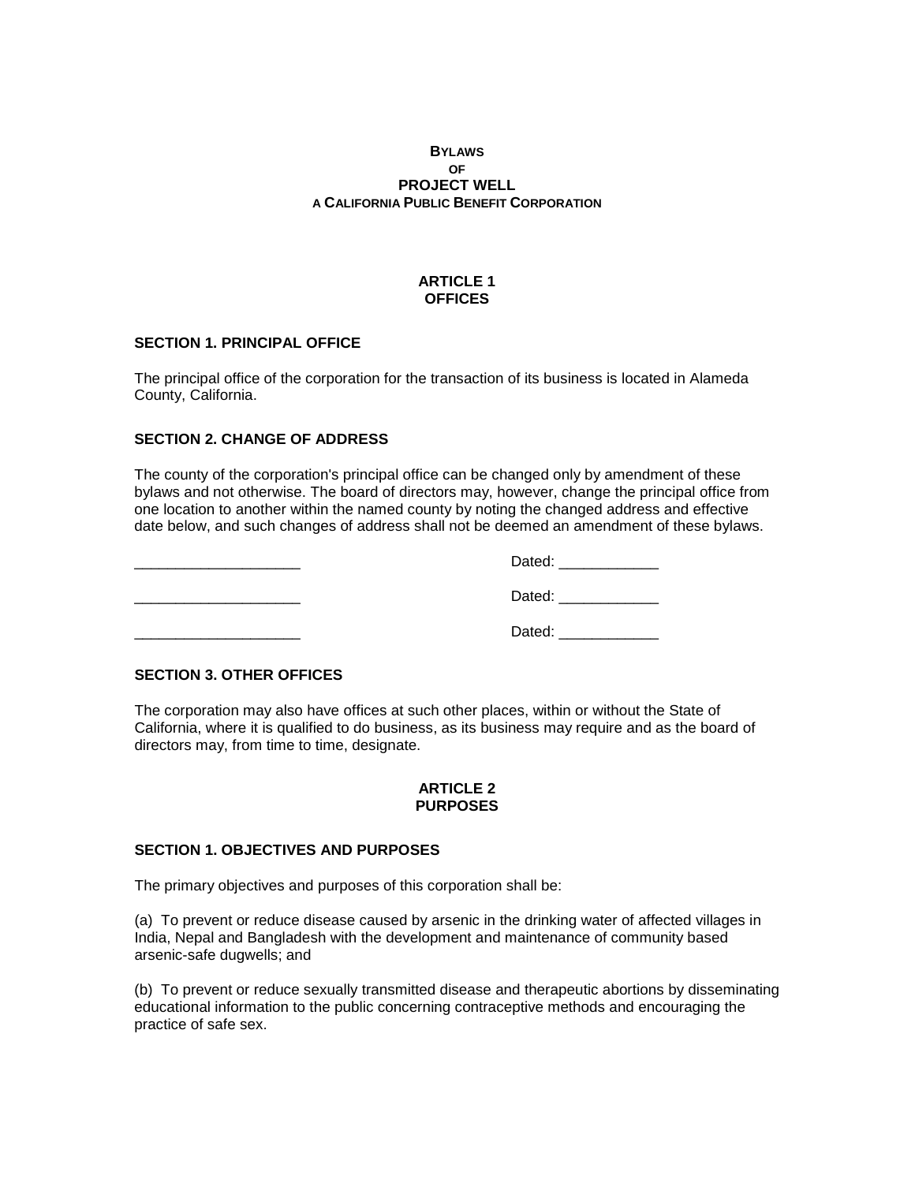# BYLAWS
## OF
# PROJECT WELL
## A CALIFORNIA PUBLIC BENEFIT CORPORATION

## ARTICLE 1
## OFFICES

### SECTION 1. PRINCIPAL OFFICE

The principal office of the corporation for the transaction of its business is located in Alameda County, California.

### SECTION 2. CHANGE OF ADDRESS

The county of the corporation's principal office can be changed only by amendment of these bylaws and not otherwise. The board of directors may, however, change the principal office from one location to another within the named county by noting the changed address and effective date below, and such changes of address shall not be deemed an amendment of these bylaws.

____________________ Dated: ____________

____________________ Dated: ____________

____________________ Dated: ____________

### SECTION 3. OTHER OFFICES

The corporation may also have offices at such other places, within or without the State of California, where it is qualified to do business, as its business may require and as the board of directors may, from time to time, designate.

## ARTICLE 2
## PURPOSES

### SECTION 1. OBJECTIVES AND PURPOSES

The primary objectives and purposes of this corporation shall be:

(a) To prevent or reduce disease caused by arsenic in the drinking water of affected villages in India, Nepal and Bangladesh with the development and maintenance of community based arsenic-safe dugwells; and

(b) To prevent or reduce sexually transmitted disease and therapeutic abortions by disseminating educational information to the public concerning contraceptive methods and encouraging the practice of safe sex.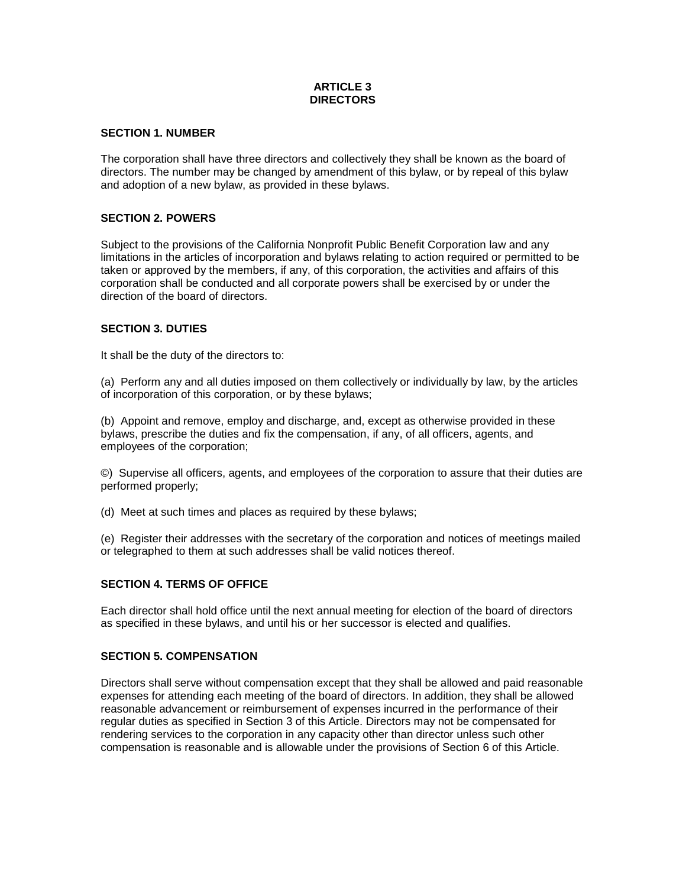# ARTICLE 3
# DIRECTORS

### SECTION 1. NUMBER

The corporation shall have three directors and collectively they shall be known as the board of directors. The number may be changed by amendment of this bylaw, or by repeal of this bylaw and adoption of a new bylaw, as provided in these bylaws.

### SECTION 2. POWERS

Subject to the provisions of the California Nonprofit Public Benefit Corporation law and any limitations in the articles of incorporation and bylaws relating to action required or permitted to be taken or approved by the members, if any, of this corporation, the activities and affairs of this corporation shall be conducted and all corporate powers shall be exercised by or under the direction of the board of directors.

### SECTION 3. DUTIES

It shall be the duty of the directors to:

(a) Perform any and all duties imposed on them collectively or individually by law, by the articles of incorporation of this corporation, or by these bylaws;

(b) Appoint and remove, employ and discharge, and, except as otherwise provided in these bylaws, prescribe the duties and fix the compensation, if any, of all officers, agents, and employees of the corporation;

©) Supervise all officers, agents, and employees of the corporation to assure that their duties are performed properly;

(d) Meet at such times and places as required by these bylaws;

(e) Register their addresses with the secretary of the corporation and notices of meetings mailed or telegraphed to them at such addresses shall be valid notices thereof.

### SECTION 4. TERMS OF OFFICE

Each director shall hold office until the next annual meeting for election of the board of directors as specified in these bylaws, and until his or her successor is elected and qualifies.

### SECTION 5. COMPENSATION

Directors shall serve without compensation except that they shall be allowed and paid reasonable expenses for attending each meeting of the board of directors. In addition, they shall be allowed reasonable advancement or reimbursement of expenses incurred in the performance of their regular duties as specified in Section 3 of this Article. Directors may not be compensated for rendering services to the corporation in any capacity other than director unless such other compensation is reasonable and is allowable under the provisions of Section 6 of this Article.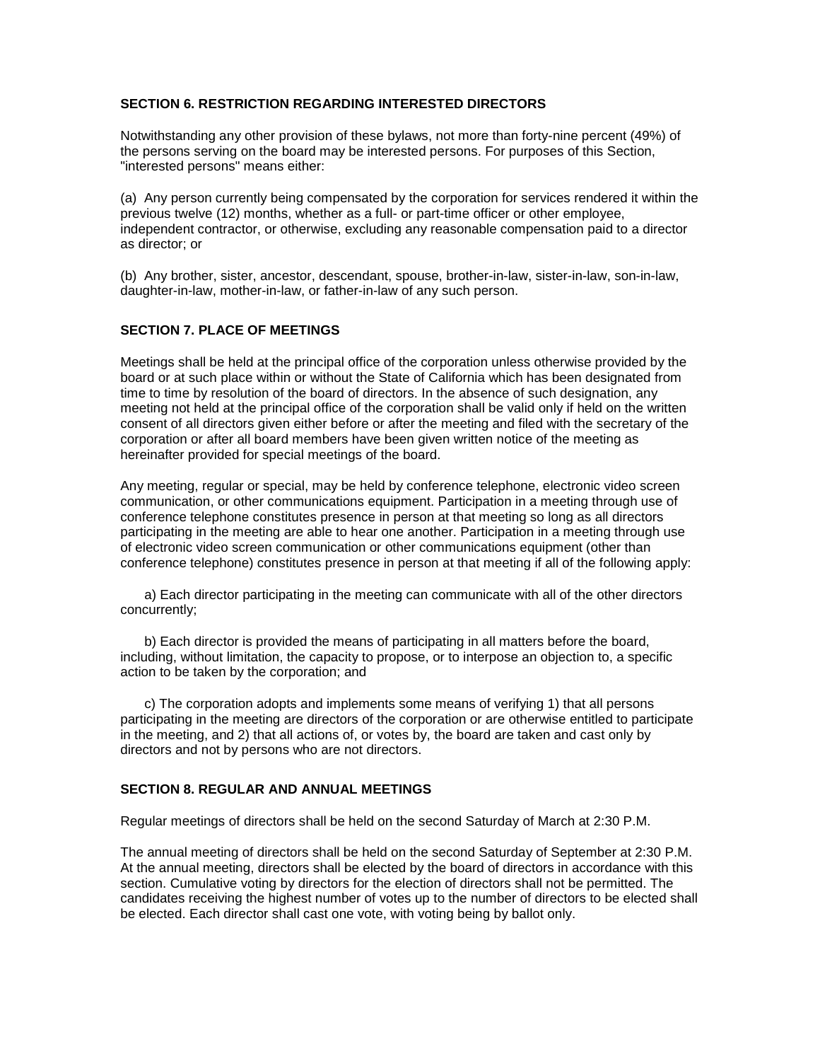### SECTION 6. RESTRICTION REGARDING INTERESTED DIRECTORS

Notwithstanding any other provision of these bylaws, not more than forty-nine percent (49%) of the persons serving on the board may be interested persons. For purposes of this Section, "interested persons" means either:

(a) Any person currently being compensated by the corporation for services rendered it within the previous twelve (12) months, whether as a full- or part-time officer or other employee, independent contractor, or otherwise, excluding any reasonable compensation paid to a director as director; or

(b) Any brother, sister, ancestor, descendant, spouse, brother-in-law, sister-in-law, son-in-law, daughter-in-law, mother-in-law, or father-in-law of any such person.

### SECTION 7. PLACE OF MEETINGS

Meetings shall be held at the principal office of the corporation unless otherwise provided by the board or at such place within or without the State of California which has been designated from time to time by resolution of the board of directors. In the absence of such designation, any meeting not held at the principal office of the corporation shall be valid only if held on the written consent of all directors given either before or after the meeting and filed with the secretary of the corporation or after all board members have been given written notice of the meeting as hereinafter provided for special meetings of the board.

Any meeting, regular or special, may be held by conference telephone, electronic video screen communication, or other communications equipment. Participation in a meeting through use of conference telephone constitutes presence in person at that meeting so long as all directors participating in the meeting are able to hear one another. Participation in a meeting through use of electronic video screen communication or other communications equipment (other than conference telephone) constitutes presence in person at that meeting if all of the following apply:

a) Each director participating in the meeting can communicate with all of the other directors concurrently;

b) Each director is provided the means of participating in all matters before the board, including, without limitation, the capacity to propose, or to interpose an objection to, a specific action to be taken by the corporation; and

c) The corporation adopts and implements some means of verifying 1) that all persons participating in the meeting are directors of the corporation or are otherwise entitled to participate in the meeting, and 2) that all actions of, or votes by, the board are taken and cast only by directors and not by persons who are not directors.

### SECTION 8. REGULAR AND ANNUAL MEETINGS

Regular meetings of directors shall be held on the second Saturday of March at 2:30 P.M.

The annual meeting of directors shall be held on the second Saturday of September at 2:30 P.M. At the annual meeting, directors shall be elected by the board of directors in accordance with this section. Cumulative voting by directors for the election of directors shall not be permitted. The candidates receiving the highest number of votes up to the number of directors to be elected shall be elected. Each director shall cast one vote, with voting being by ballot only.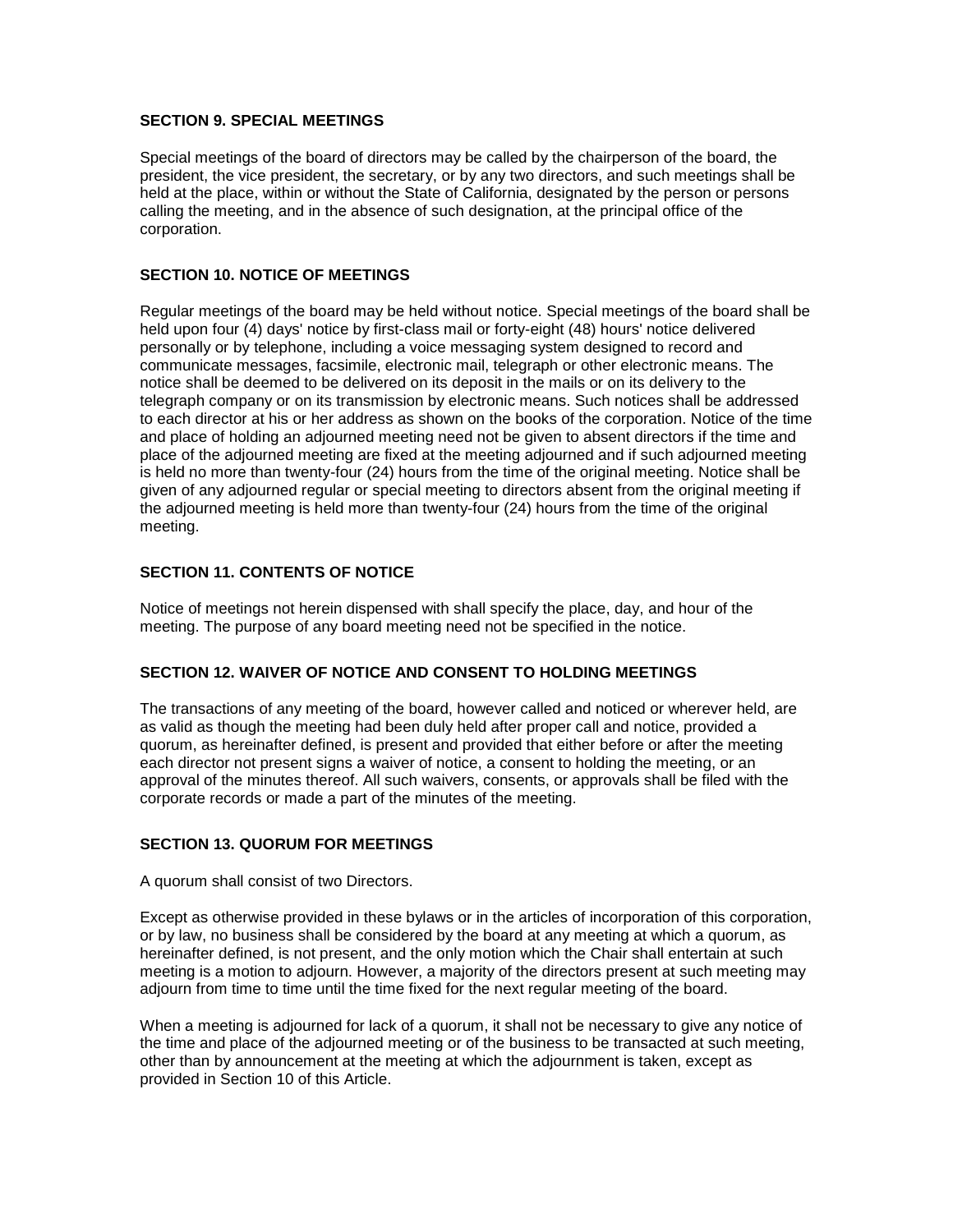**SECTION 9. SPECIAL MEETINGS**

Special meetings of the board of directors may be called by the chairperson of the board, the president, the vice president, the secretary, or by any two directors, and such meetings shall be held at the place, within or without the State of California, designated by the person or persons calling the meeting, and in the absence of such designation, at the principal office of the corporation.

**SECTION 10. NOTICE OF MEETINGS**

Regular meetings of the board may be held without notice. Special meetings of the board shall be held upon four (4) days' notice by first-class mail or forty-eight (48) hours' notice delivered personally or by telephone, including a voice messaging system designed to record and communicate messages, facsimile, electronic mail, telegraph or other electronic means. The notice shall be deemed to be delivered on its deposit in the mails or on its delivery to the telegraph company or on its transmission by electronic means. Such notices shall be addressed to each director at his or her address as shown on the books of the corporation. Notice of the time and place of holding an adjourned meeting need not be given to absent directors if the time and place of the adjourned meeting are fixed at the meeting adjourned and if such adjourned meeting is held no more than twenty-four (24) hours from the time of the original meeting. Notice shall be given of any adjourned regular or special meeting to directors absent from the original meeting if the adjourned meeting is held more than twenty-four (24) hours from the time of the original meeting.

**SECTION 11. CONTENTS OF NOTICE**

Notice of meetings not herein dispensed with shall specify the place, day, and hour of the meeting. The purpose of any board meeting need not be specified in the notice.

**SECTION 12. WAIVER OF NOTICE AND CONSENT TO HOLDING MEETINGS**

The transactions of any meeting of the board, however called and noticed or wherever held, are as valid as though the meeting had been duly held after proper call and notice, provided a quorum, as hereinafter defined, is present and provided that either before or after the meeting each director not present signs a waiver of notice, a consent to holding the meeting, or an approval of the minutes thereof. All such waivers, consents, or approvals shall be filed with the corporate records or made a part of the minutes of the meeting.

**SECTION 13. QUORUM FOR MEETINGS**

A quorum shall consist of two Directors.

Except as otherwise provided in these bylaws or in the articles of incorporation of this corporation, or by law, no business shall be considered by the board at any meeting at which a quorum, as hereinafter defined, is not present, and the only motion which the Chair shall entertain at such meeting is a motion to adjourn. However, a majority of the directors present at such meeting may adjourn from time to time until the time fixed for the next regular meeting of the board.

When a meeting is adjourned for lack of a quorum, it shall not be necessary to give any notice of the time and place of the adjourned meeting or of the business to be transacted at such meeting, other than by announcement at the meeting at which the adjournment is taken, except as provided in Section 10 of this Article.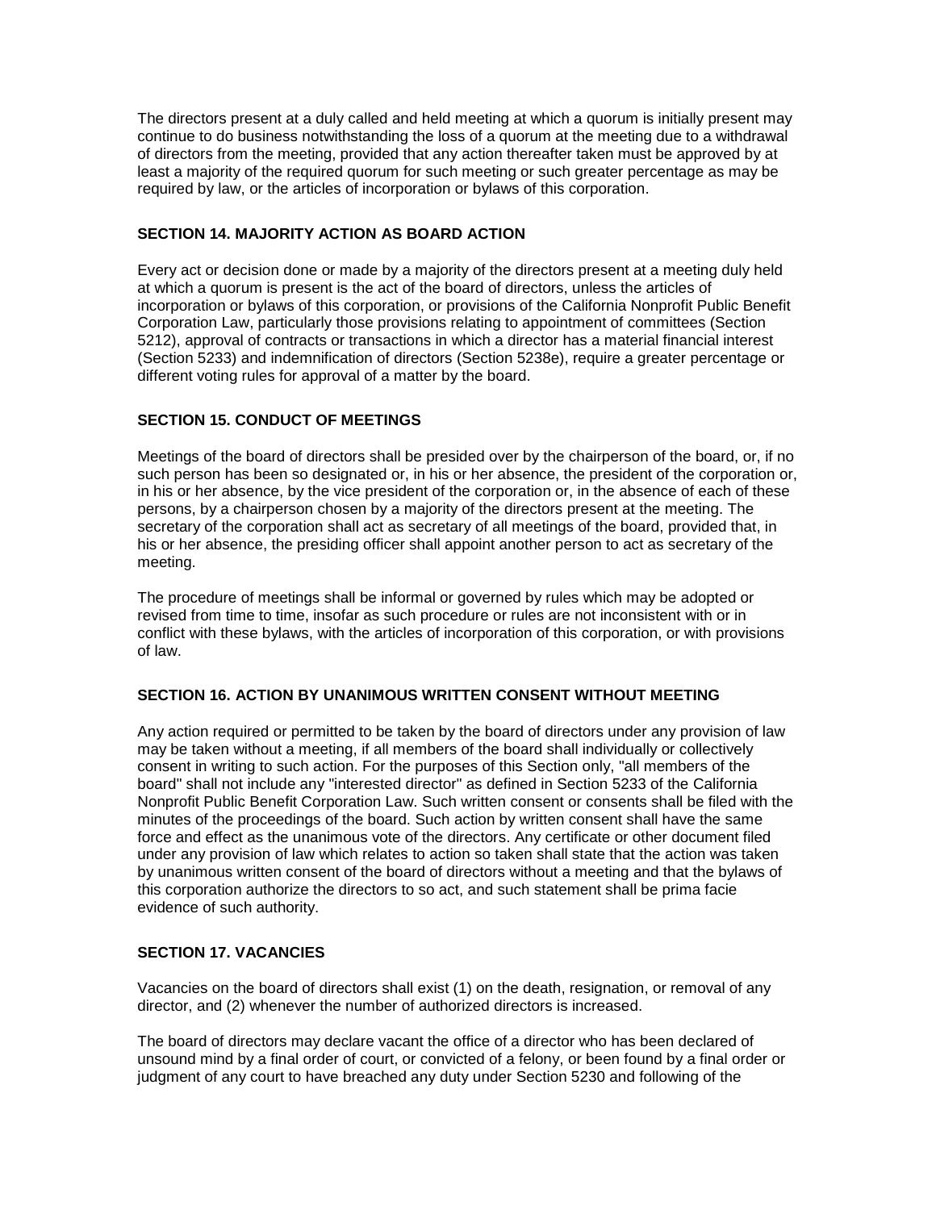The directors present at a duly called and held meeting at which a quorum is initially present may continue to do business notwithstanding the loss of a quorum at the meeting due to a withdrawal of directors from the meeting, provided that any action thereafter taken must be approved by at least a majority of the required quorum for such meeting or such greater percentage as may be required by law, or the articles of incorporation or bylaws of this corporation.

### SECTION 14. MAJORITY ACTION AS BOARD ACTION

Every act or decision done or made by a majority of the directors present at a meeting duly held at which a quorum is present is the act of the board of directors, unless the articles of incorporation or bylaws of this corporation, or provisions of the California Nonprofit Public Benefit Corporation Law, particularly those provisions relating to appointment of committees (Section 5212), approval of contracts or transactions in which a director has a material financial interest (Section 5233) and indemnification of directors (Section 5238e), require a greater percentage or different voting rules for approval of a matter by the board.

### SECTION 15. CONDUCT OF MEETINGS

Meetings of the board of directors shall be presided over by the chairperson of the board, or, if no such person has been so designated or, in his or her absence, the president of the corporation or, in his or her absence, by the vice president of the corporation or, in the absence of each of these persons, by a chairperson chosen by a majority of the directors present at the meeting. The secretary of the corporation shall act as secretary of all meetings of the board, provided that, in his or her absence, the presiding officer shall appoint another person to act as secretary of the meeting.

The procedure of meetings shall be informal or governed by rules which may be adopted or revised from time to time, insofar as such procedure or rules are not inconsistent with or in conflict with these bylaws, with the articles of incorporation of this corporation, or with provisions of law.

### SECTION 16. ACTION BY UNANIMOUS WRITTEN CONSENT WITHOUT MEETING

Any action required or permitted to be taken by the board of directors under any provision of law may be taken without a meeting, if all members of the board shall individually or collectively consent in writing to such action. For the purposes of this Section only, "all members of the board" shall not include any "interested director" as defined in Section 5233 of the California Nonprofit Public Benefit Corporation Law. Such written consent or consents shall be filed with the minutes of the proceedings of the board. Such action by written consent shall have the same force and effect as the unanimous vote of the directors. Any certificate or other document filed under any provision of law which relates to action so taken shall state that the action was taken by unanimous written consent of the board of directors without a meeting and that the bylaws of this corporation authorize the directors to so act, and such statement shall be prima facie evidence of such authority.

### SECTION 17. VACANCIES

Vacancies on the board of directors shall exist (1) on the death, resignation, or removal of any director, and (2) whenever the number of authorized directors is increased.

The board of directors may declare vacant the office of a director who has been declared of unsound mind by a final order of court, or convicted of a felony, or been found by a final order or judgment of any court to have breached any duty under Section 5230 and following of the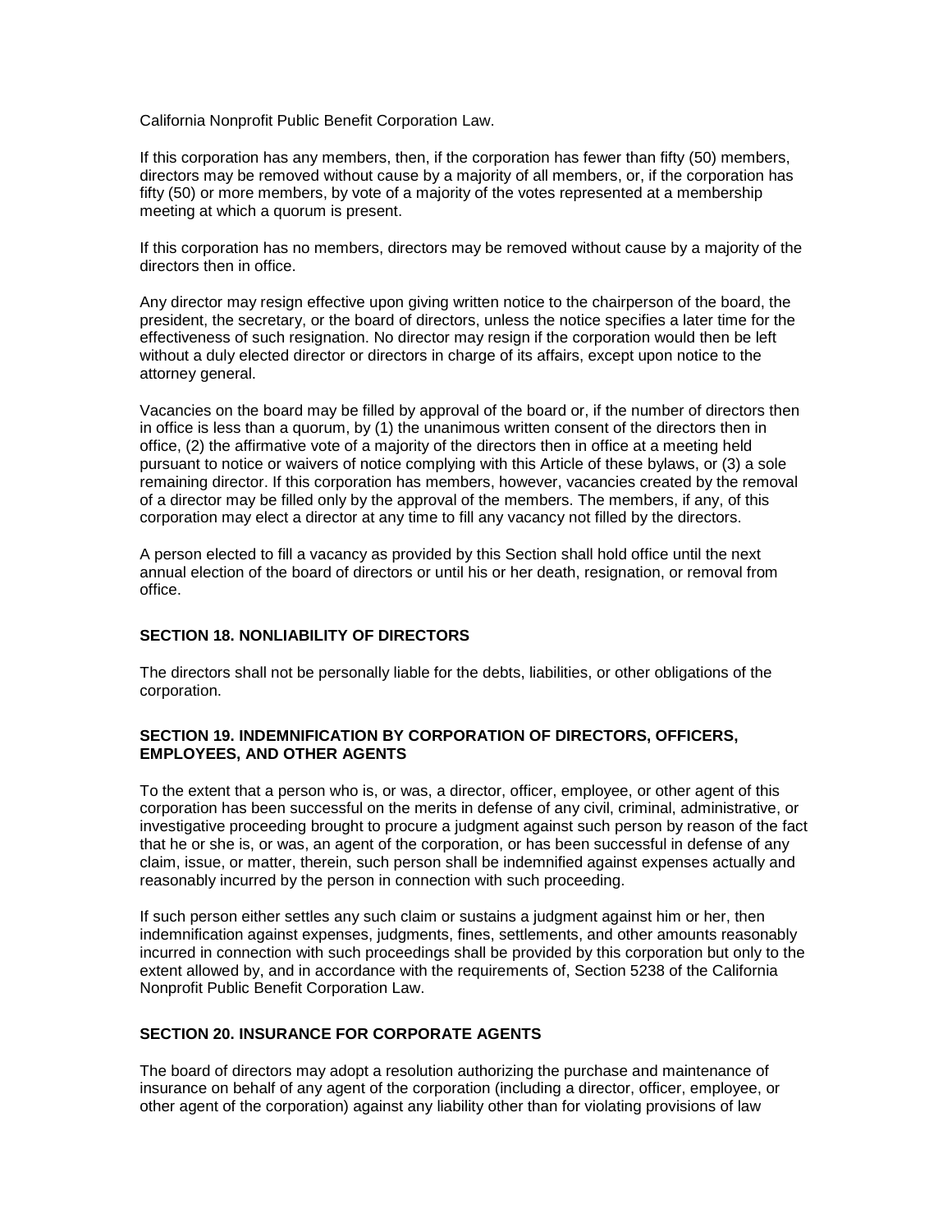California Nonprofit Public Benefit Corporation Law.

If this corporation has any members, then, if the corporation has fewer than fifty (50) members, directors may be removed without cause by a majority of all members, or, if the corporation has fifty (50) or more members, by vote of a majority of the votes represented at a membership meeting at which a quorum is present.

If this corporation has no members, directors may be removed without cause by a majority of the directors then in office.

Any director may resign effective upon giving written notice to the chairperson of the board, the president, the secretary, or the board of directors, unless the notice specifies a later time for the effectiveness of such resignation. No director may resign if the corporation would then be left without a duly elected director or directors in charge of its affairs, except upon notice to the attorney general.

Vacancies on the board may be filled by approval of the board or, if the number of directors then in office is less than a quorum, by (1) the unanimous written consent of the directors then in office, (2) the affirmative vote of a majority of the directors then in office at a meeting held pursuant to notice or waivers of notice complying with this Article of these bylaws, or (3) a sole remaining director. If this corporation has members, however, vacancies created by the removal of a director may be filled only by the approval of the members. The members, if any, of this corporation may elect a director at any time to fill any vacancy not filled by the directors.

A person elected to fill a vacancy as provided by this Section shall hold office until the next annual election of the board of directors or until his or her death, resignation, or removal from office.

### SECTION 18. NONLIABILITY OF DIRECTORS

The directors shall not be personally liable for the debts, liabilities, or other obligations of the corporation.

### SECTION 19. INDEMNIFICATION BY CORPORATION OF DIRECTORS, OFFICERS, EMPLOYEES, AND OTHER AGENTS

To the extent that a person who is, or was, a director, officer, employee, or other agent of this corporation has been successful on the merits in defense of any civil, criminal, administrative, or investigative proceeding brought to procure a judgment against such person by reason of the fact that he or she is, or was, an agent of the corporation, or has been successful in defense of any claim, issue, or matter, therein, such person shall be indemnified against expenses actually and reasonably incurred by the person in connection with such proceeding.

If such person either settles any such claim or sustains a judgment against him or her, then indemnification against expenses, judgments, fines, settlements, and other amounts reasonably incurred in connection with such proceedings shall be provided by this corporation but only to the extent allowed by, and in accordance with the requirements of, Section 5238 of the California Nonprofit Public Benefit Corporation Law.

### SECTION 20. INSURANCE FOR CORPORATE AGENTS

The board of directors may adopt a resolution authorizing the purchase and maintenance of insurance on behalf of any agent of the corporation (including a director, officer, employee, or other agent of the corporation) against any liability other than for violating provisions of law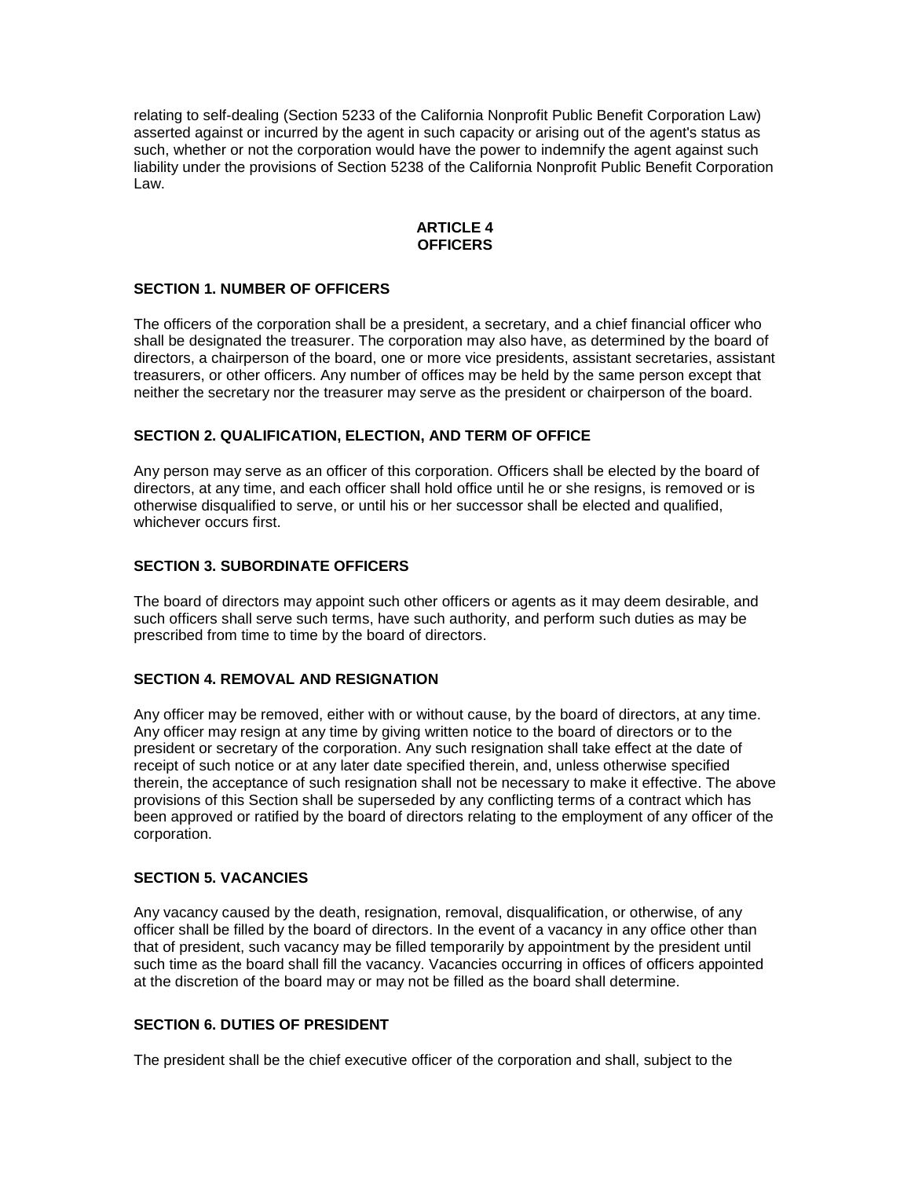relating to self-dealing (Section 5233 of the California Nonprofit Public Benefit Corporation Law) asserted against or incurred by the agent in such capacity or arising out of the agent's status as such, whether or not the corporation would have the power to indemnify the agent against such liability under the provisions of Section 5238 of the California Nonprofit Public Benefit Corporation Law.

## ARTICLE 4
## OFFICERS

### SECTION 1. NUMBER OF OFFICERS

The officers of the corporation shall be a president, a secretary, and a chief financial officer who shall be designated the treasurer. The corporation may also have, as determined by the board of directors, a chairperson of the board, one or more vice presidents, assistant secretaries, assistant treasurers, or other officers. Any number of offices may be held by the same person except that neither the secretary nor the treasurer may serve as the president or chairperson of the board.

### SECTION 2. QUALIFICATION, ELECTION, AND TERM OF OFFICE

Any person may serve as an officer of this corporation. Officers shall be elected by the board of directors, at any time, and each officer shall hold office until he or she resigns, is removed or is otherwise disqualified to serve, or until his or her successor shall be elected and qualified, whichever occurs first.

### SECTION 3. SUBORDINATE OFFICERS

The board of directors may appoint such other officers or agents as it may deem desirable, and such officers shall serve such terms, have such authority, and perform such duties as may be prescribed from time to time by the board of directors.

### SECTION 4. REMOVAL AND RESIGNATION

Any officer may be removed, either with or without cause, by the board of directors, at any time. Any officer may resign at any time by giving written notice to the board of directors or to the president or secretary of the corporation. Any such resignation shall take effect at the date of receipt of such notice or at any later date specified therein, and, unless otherwise specified therein, the acceptance of such resignation shall not be necessary to make it effective. The above provisions of this Section shall be superseded by any conflicting terms of a contract which has been approved or ratified by the board of directors relating to the employment of any officer of the corporation.

### SECTION 5. VACANCIES

Any vacancy caused by the death, resignation, removal, disqualification, or otherwise, of any officer shall be filled by the board of directors. In the event of a vacancy in any office other than that of president, such vacancy may be filled temporarily by appointment by the president until such time as the board shall fill the vacancy. Vacancies occurring in offices of officers appointed at the discretion of the board may or may not be filled as the board shall determine.

### SECTION 6. DUTIES OF PRESIDENT

The president shall be the chief executive officer of the corporation and shall, subject to the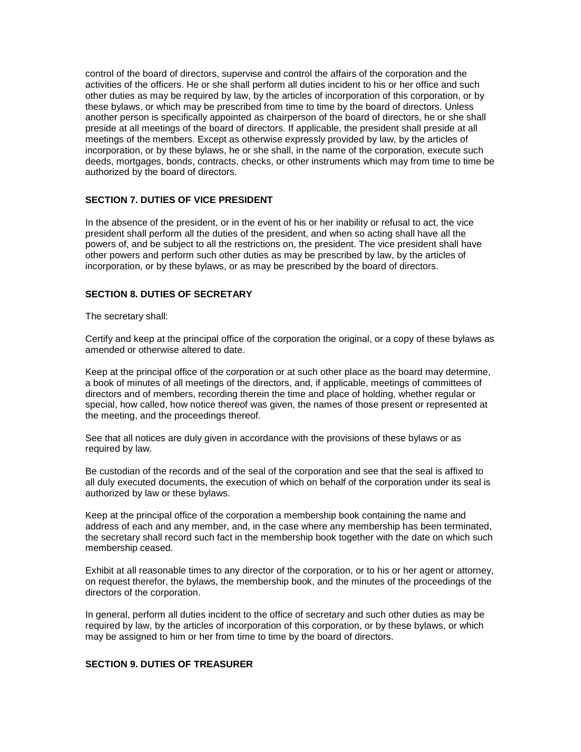control of the board of directors, supervise and control the affairs of the corporation and the activities of the officers. He or she shall perform all duties incident to his or her office and such other duties as may be required by law, by the articles of incorporation of this corporation, or by these bylaws, or which may be prescribed from time to time by the board of directors. Unless another person is specifically appointed as chairperson of the board of directors, he or she shall preside at all meetings of the board of directors. If applicable, the president shall preside at all meetings of the members. Except as otherwise expressly provided by law, by the articles of incorporation, or by these bylaws, he or she shall, in the name of the corporation, execute such deeds, mortgages, bonds, contracts, checks, or other instruments which may from time to time be authorized by the board of directors.

**SECTION 7. DUTIES OF VICE PRESIDENT**

In the absence of the president, or in the event of his or her inability or refusal to act, the vice president shall perform all the duties of the president, and when so acting shall have all the powers of, and be subject to all the restrictions on, the president. The vice president shall have other powers and perform such other duties as may be prescribed by law, by the articles of incorporation, or by these bylaws, or as may be prescribed by the board of directors.

**SECTION 8. DUTIES OF SECRETARY**

The secretary shall:

Certify and keep at the principal office of the corporation the original, or a copy of these bylaws as amended or otherwise altered to date.

Keep at the principal office of the corporation or at such other place as the board may determine, a book of minutes of all meetings of the directors, and, if applicable, meetings of committees of directors and of members, recording therein the time and place of holding, whether regular or special, how called, how notice thereof was given, the names of those present or represented at the meeting, and the proceedings thereof.

See that all notices are duly given in accordance with the provisions of these bylaws or as required by law.

Be custodian of the records and of the seal of the corporation and see that the seal is affixed to all duly executed documents, the execution of which on behalf of the corporation under its seal is authorized by law or these bylaws.

Keep at the principal office of the corporation a membership book containing the name and address of each and any member, and, in the case where any membership has been terminated, the secretary shall record such fact in the membership book together with the date on which such membership ceased.

Exhibit at all reasonable times to any director of the corporation, or to his or her agent or attorney, on request therefor, the bylaws, the membership book, and the minutes of the proceedings of the directors of the corporation.

In general, perform all duties incident to the office of secretary and such other duties as may be required by law, by the articles of incorporation of this corporation, or by these bylaws, or which may be assigned to him or her from time to time by the board of directors.

**SECTION 9. DUTIES OF TREASURER**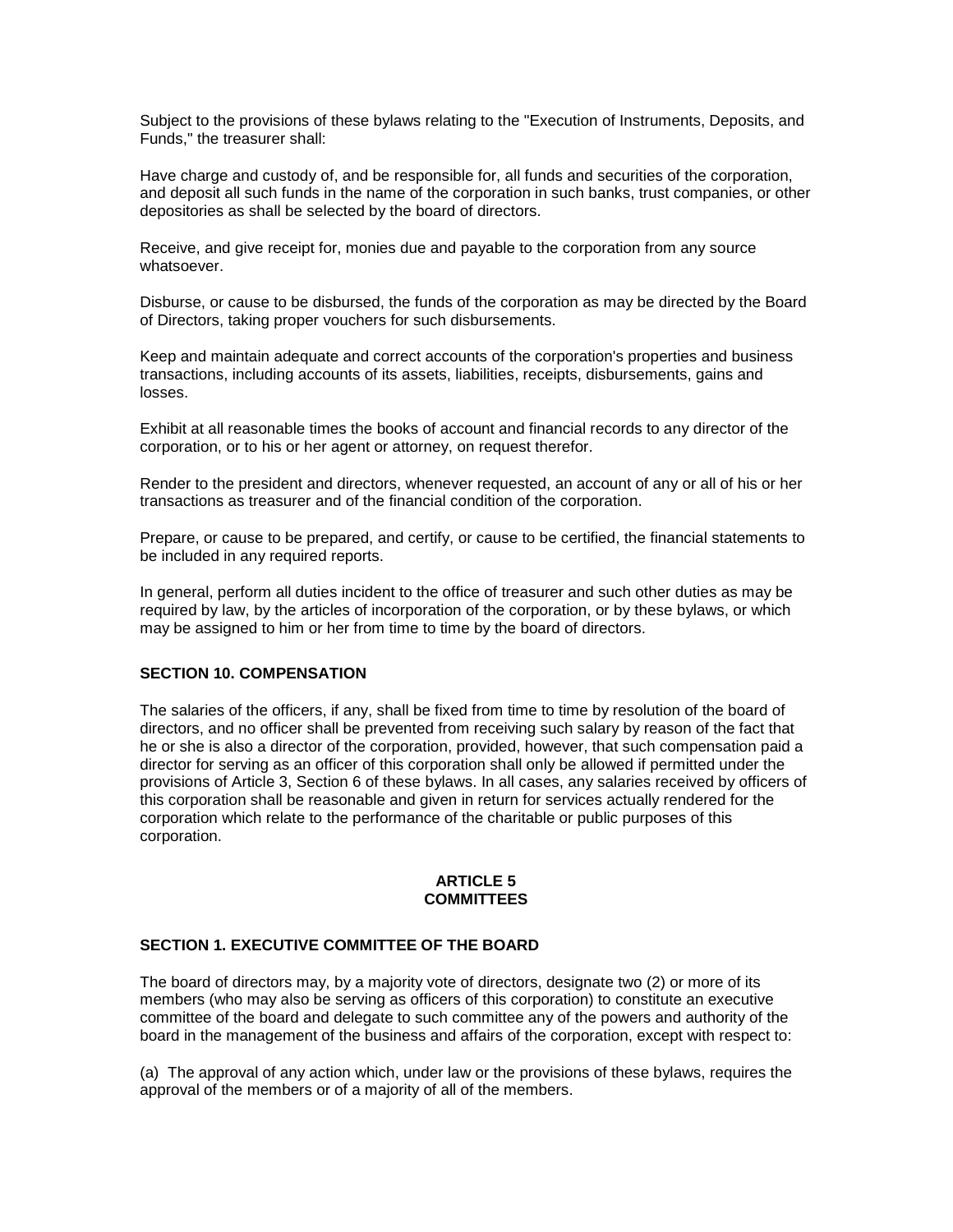Subject to the provisions of these bylaws relating to the "Execution of Instruments, Deposits, and Funds," the treasurer shall:

Have charge and custody of, and be responsible for, all funds and securities of the corporation, and deposit all such funds in the name of the corporation in such banks, trust companies, or other depositories as shall be selected by the board of directors.

Receive, and give receipt for, monies due and payable to the corporation from any source whatsoever.

Disburse, or cause to be disbursed, the funds of the corporation as may be directed by the Board of Directors, taking proper vouchers for such disbursements.

Keep and maintain adequate and correct accounts of the corporation's properties and business transactions, including accounts of its assets, liabilities, receipts, disbursements, gains and losses.

Exhibit at all reasonable times the books of account and financial records to any director of the corporation, or to his or her agent or attorney, on request therefor.

Render to the president and directors, whenever requested, an account of any or all of his or her transactions as treasurer and of the financial condition of the corporation.

Prepare, or cause to be prepared, and certify, or cause to be certified, the financial statements to be included in any required reports.

In general, perform all duties incident to the office of treasurer and such other duties as may be required by law, by the articles of incorporation of the corporation, or by these bylaws, or which may be assigned to him or her from time to time by the board of directors.

**SECTION 10. COMPENSATION**

The salaries of the officers, if any, shall be fixed from time to time by resolution of the board of directors, and no officer shall be prevented from receiving such salary by reason of the fact that he or she is also a director of the corporation, provided, however, that such compensation paid a director for serving as an officer of this corporation shall only be allowed if permitted under the provisions of Article 3, Section 6 of these bylaws. In all cases, any salaries received by officers of this corporation shall be reasonable and given in return for services actually rendered for the corporation which relate to the performance of the charitable or public purposes of this corporation.

## ARTICLE 5
## COMMITTEES

**SECTION 1. EXECUTIVE COMMITTEE OF THE BOARD**

The board of directors may, by a majority vote of directors, designate two (2) or more of its members (who may also be serving as officers of this corporation) to constitute an executive committee of the board and delegate to such committee any of the powers and authority of the board in the management of the business and affairs of the corporation, except with respect to:

(a) The approval of any action which, under law or the provisions of these bylaws, requires the approval of the members or of a majority of all of the members.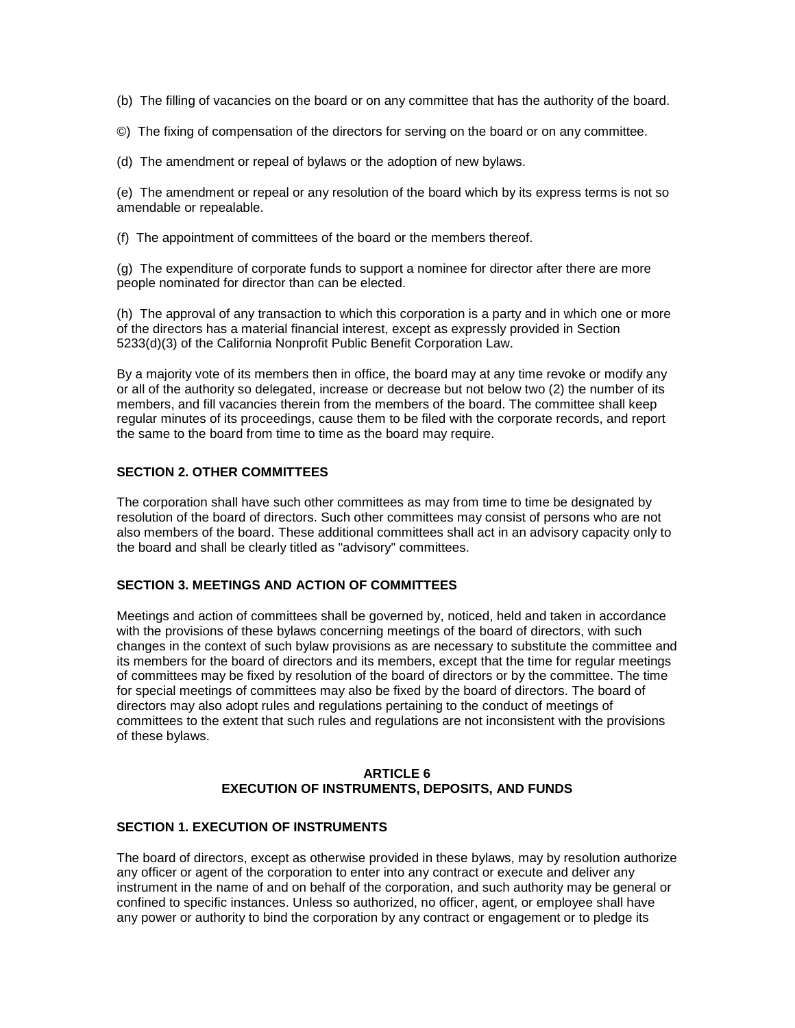(b) The filling of vacancies on the board or on any committee that has the authority of the board.

©) The fixing of compensation of the directors for serving on the board or on any committee.

(d) The amendment or repeal of bylaws or the adoption of new bylaws.

(e) The amendment or repeal or any resolution of the board which by its express terms is not so amendable or repealable.

(f) The appointment of committees of the board or the members thereof.

(g) The expenditure of corporate funds to support a nominee for director after there are more people nominated for director than can be elected.

(h) The approval of any transaction to which this corporation is a party and in which one or more of the directors has a material financial interest, except as expressly provided in Section 5233(d)(3) of the California Nonprofit Public Benefit Corporation Law.

By a majority vote of its members then in office, the board may at any time revoke or modify any or all of the authority so delegated, increase or decrease but not below two (2) the number of its members, and fill vacancies therein from the members of the board. The committee shall keep regular minutes of its proceedings, cause them to be filed with the corporate records, and report the same to the board from time to time as the board may require.

**SECTION 2. OTHER COMMITTEES**

The corporation shall have such other committees as may from time to time be designated by resolution of the board of directors. Such other committees may consist of persons who are not also members of the board. These additional committees shall act in an advisory capacity only to the board and shall be clearly titled as "advisory" committees.

**SECTION 3. MEETINGS AND ACTION OF COMMITTEES**

Meetings and action of committees shall be governed by, noticed, held and taken in accordance with the provisions of these bylaws concerning meetings of the board of directors, with such changes in the context of such bylaw provisions as are necessary to substitute the committee and its members for the board of directors and its members, except that the time for regular meetings of committees may be fixed by resolution of the board of directors or by the committee. The time for special meetings of committees may also be fixed by the board of directors. The board of directors may also adopt rules and regulations pertaining to the conduct of meetings of committees to the extent that such rules and regulations are not inconsistent with the provisions of these bylaws.

## ARTICLE 6
## EXECUTION OF INSTRUMENTS, DEPOSITS, AND FUNDS

**SECTION 1. EXECUTION OF INSTRUMENTS**

The board of directors, except as otherwise provided in these bylaws, may by resolution authorize any officer or agent of the corporation to enter into any contract or execute and deliver any instrument in the name of and on behalf of the corporation, and such authority may be general or confined to specific instances. Unless so authorized, no officer, agent, or employee shall have any power or authority to bind the corporation by any contract or engagement or to pledge its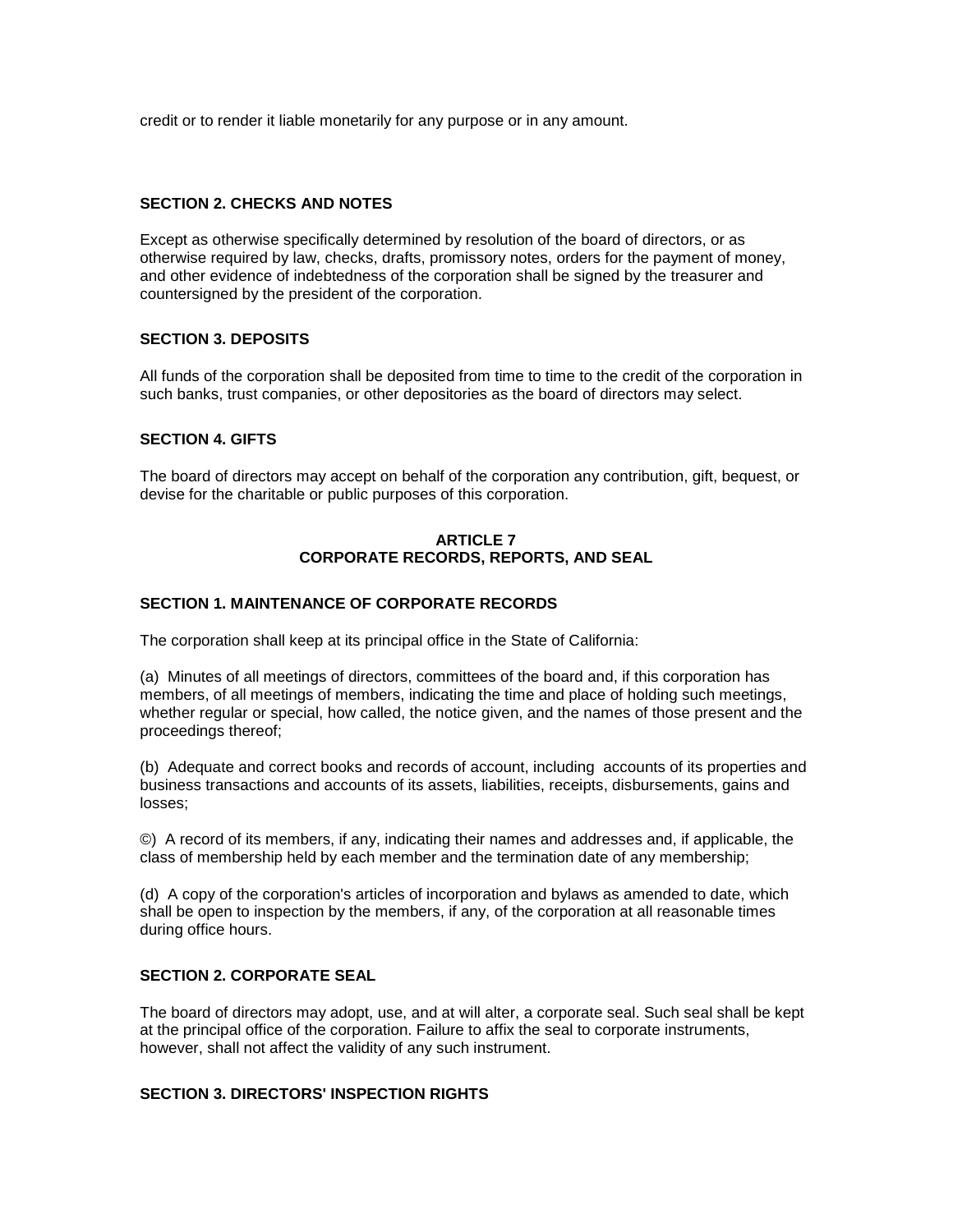credit or to render it liable monetarily for any purpose or in any amount.

### SECTION 2. CHECKS AND NOTES

Except as otherwise specifically determined by resolution of the board of directors, or as otherwise required by law, checks, drafts, promissory notes, orders for the payment of money, and other evidence of indebtedness of the corporation shall be signed by the treasurer and countersigned by the president of the corporation.

### SECTION 3. DEPOSITS

All funds of the corporation shall be deposited from time to time to the credit of the corporation in such banks, trust companies, or other depositories as the board of directors may select.

### SECTION 4. GIFTS

The board of directors may accept on behalf of the corporation any contribution, gift, bequest, or devise for the charitable or public purposes of this corporation.

## ARTICLE 7
## CORPORATE RECORDS, REPORTS, AND SEAL

### SECTION 1. MAINTENANCE OF CORPORATE RECORDS

The corporation shall keep at its principal office in the State of California:

(a) Minutes of all meetings of directors, committees of the board and, if this corporation has members, of all meetings of members, indicating the time and place of holding such meetings, whether regular or special, how called, the notice given, and the names of those present and the proceedings thereof;

(b) Adequate and correct books and records of account, including accounts of its properties and business transactions and accounts of its assets, liabilities, receipts, disbursements, gains and losses;

©) A record of its members, if any, indicating their names and addresses and, if applicable, the class of membership held by each member and the termination date of any membership;

(d) A copy of the corporation's articles of incorporation and bylaws as amended to date, which shall be open to inspection by the members, if any, of the corporation at all reasonable times during office hours.

### SECTION 2. CORPORATE SEAL

The board of directors may adopt, use, and at will alter, a corporate seal. Such seal shall be kept at the principal office of the corporation. Failure to affix the seal to corporate instruments, however, shall not affect the validity of any such instrument.

### SECTION 3. DIRECTORS' INSPECTION RIGHTS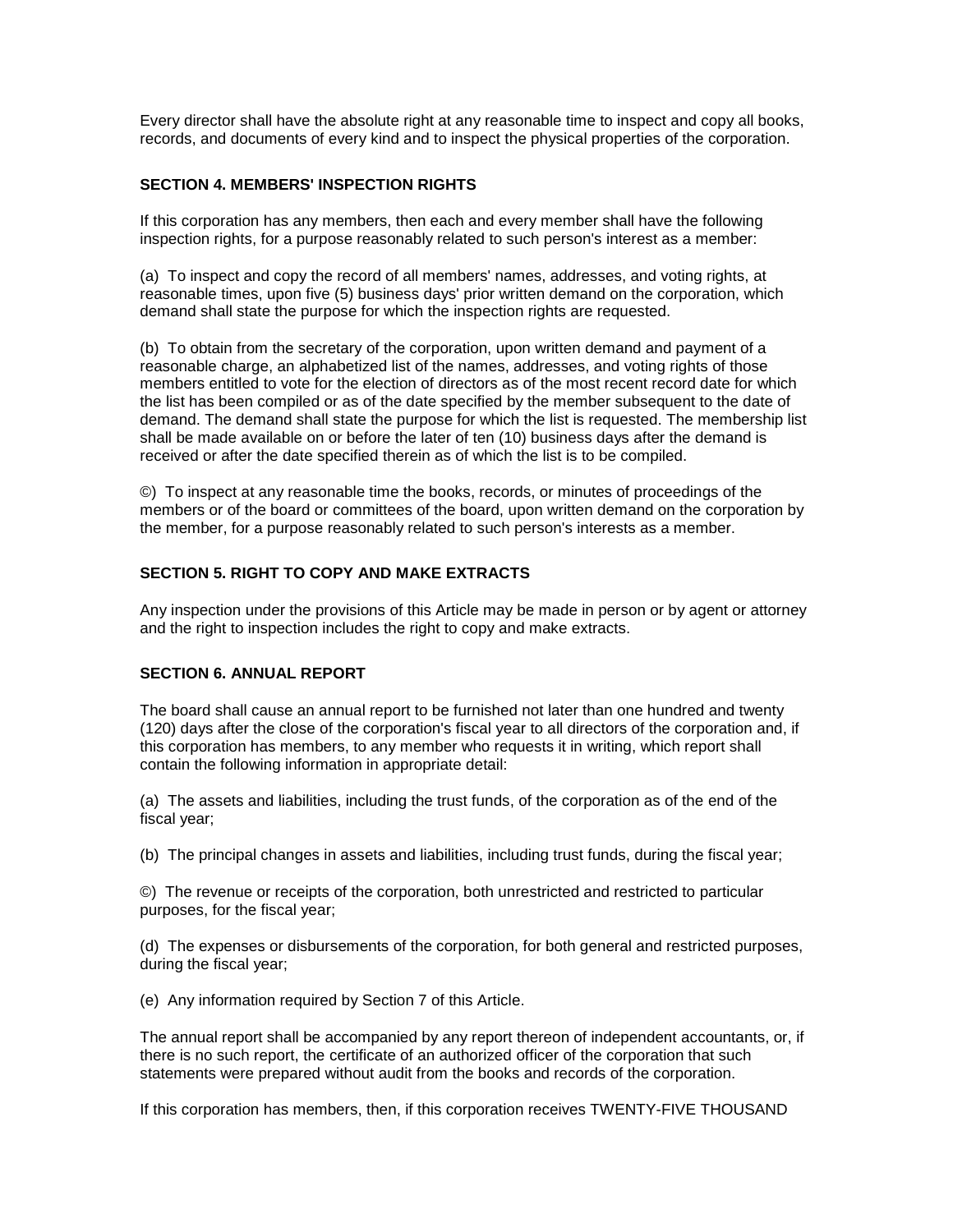Every director shall have the absolute right at any reasonable time to inspect and copy all books, records, and documents of every kind and to inspect the physical properties of the corporation.

**SECTION 4. MEMBERS' INSPECTION RIGHTS**

If this corporation has any members, then each and every member shall have the following inspection rights, for a purpose reasonably related to such person's interest as a member:

(a) To inspect and copy the record of all members' names, addresses, and voting rights, at reasonable times, upon five (5) business days' prior written demand on the corporation, which demand shall state the purpose for which the inspection rights are requested.

(b) To obtain from the secretary of the corporation, upon written demand and payment of a reasonable charge, an alphabetized list of the names, addresses, and voting rights of those members entitled to vote for the election of directors as of the most recent record date for which the list has been compiled or as of the date specified by the member subsequent to the date of demand. The demand shall state the purpose for which the list is requested. The membership list shall be made available on or before the later of ten (10) business days after the demand is received or after the date specified therein as of which the list is to be compiled.

©) To inspect at any reasonable time the books, records, or minutes of proceedings of the members or of the board or committees of the board, upon written demand on the corporation by the member, for a purpose reasonably related to such person's interests as a member.

**SECTION 5. RIGHT TO COPY AND MAKE EXTRACTS**

Any inspection under the provisions of this Article may be made in person or by agent or attorney and the right to inspection includes the right to copy and make extracts.

**SECTION 6. ANNUAL REPORT**

The board shall cause an annual report to be furnished not later than one hundred and twenty (120) days after the close of the corporation's fiscal year to all directors of the corporation and, if this corporation has members, to any member who requests it in writing, which report shall contain the following information in appropriate detail:

(a) The assets and liabilities, including the trust funds, of the corporation as of the end of the fiscal year;

(b) The principal changes in assets and liabilities, including trust funds, during the fiscal year;

©) The revenue or receipts of the corporation, both unrestricted and restricted to particular purposes, for the fiscal year;

(d) The expenses or disbursements of the corporation, for both general and restricted purposes, during the fiscal year;

(e) Any information required by Section 7 of this Article.

The annual report shall be accompanied by any report thereon of independent accountants, or, if there is no such report, the certificate of an authorized officer of the corporation that such statements were prepared without audit from the books and records of the corporation.

If this corporation has members, then, if this corporation receives TWENTY-FIVE THOUSAND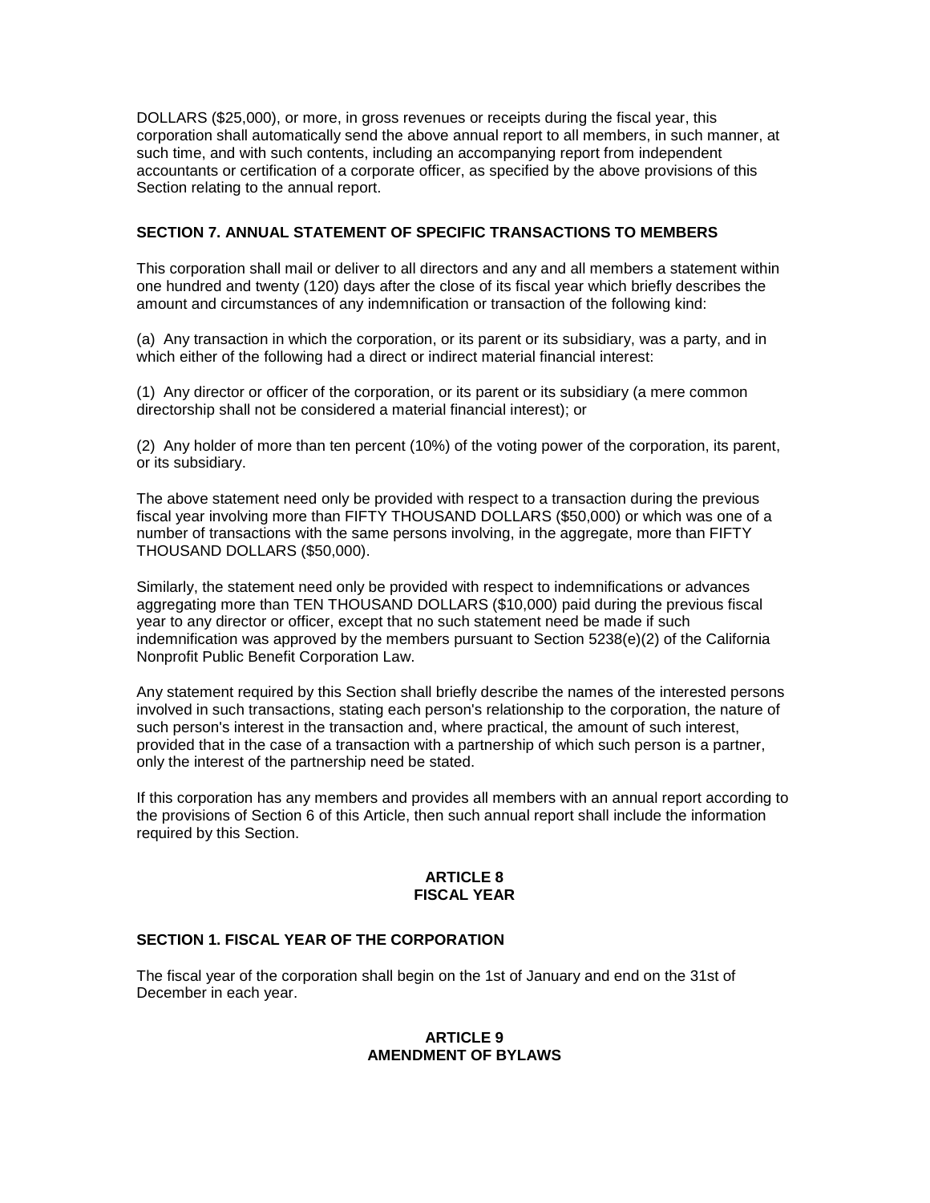DOLLARS ($25,000), or more, in gross revenues or receipts during the fiscal year, this corporation shall automatically send the above annual report to all members, in such manner, at such time, and with such contents, including an accompanying report from independent accountants or certification of a corporate officer, as specified by the above provisions of this Section relating to the annual report.

**SECTION 7. ANNUAL STATEMENT OF SPECIFIC TRANSACTIONS TO MEMBERS**

This corporation shall mail or deliver to all directors and any and all members a statement within one hundred and twenty (120) days after the close of its fiscal year which briefly describes the amount and circumstances of any indemnification or transaction of the following kind:

(a) Any transaction in which the corporation, or its parent or its subsidiary, was a party, and in which either of the following had a direct or indirect material financial interest:

(1) Any director or officer of the corporation, or its parent or its subsidiary (a mere common directorship shall not be considered a material financial interest); or

(2) Any holder of more than ten percent (10%) of the voting power of the corporation, its parent, or its subsidiary.

The above statement need only be provided with respect to a transaction during the previous fiscal year involving more than FIFTY THOUSAND DOLLARS ($50,000) or which was one of a number of transactions with the same persons involving, in the aggregate, more than FIFTY THOUSAND DOLLARS ($50,000).

Similarly, the statement need only be provided with respect to indemnifications or advances aggregating more than TEN THOUSAND DOLLARS ($10,000) paid during the previous fiscal year to any director or officer, except that no such statement need be made if such indemnification was approved by the members pursuant to Section 5238(e)(2) of the California Nonprofit Public Benefit Corporation Law.

Any statement required by this Section shall briefly describe the names of the interested persons involved in such transactions, stating each person's relationship to the corporation, the nature of such person's interest in the transaction and, where practical, the amount of such interest, provided that in the case of a transaction with a partnership of which such person is a partner, only the interest of the partnership need be stated.

If this corporation has any members and provides all members with an annual report according to the provisions of Section 6 of this Article, then such annual report shall include the information required by this Section.

## ARTICLE 8
## FISCAL YEAR

**SECTION 1. FISCAL YEAR OF THE CORPORATION**

The fiscal year of the corporation shall begin on the 1st of January and end on the 31st of December in each year.

## ARTICLE 9
## AMENDMENT OF BYLAWS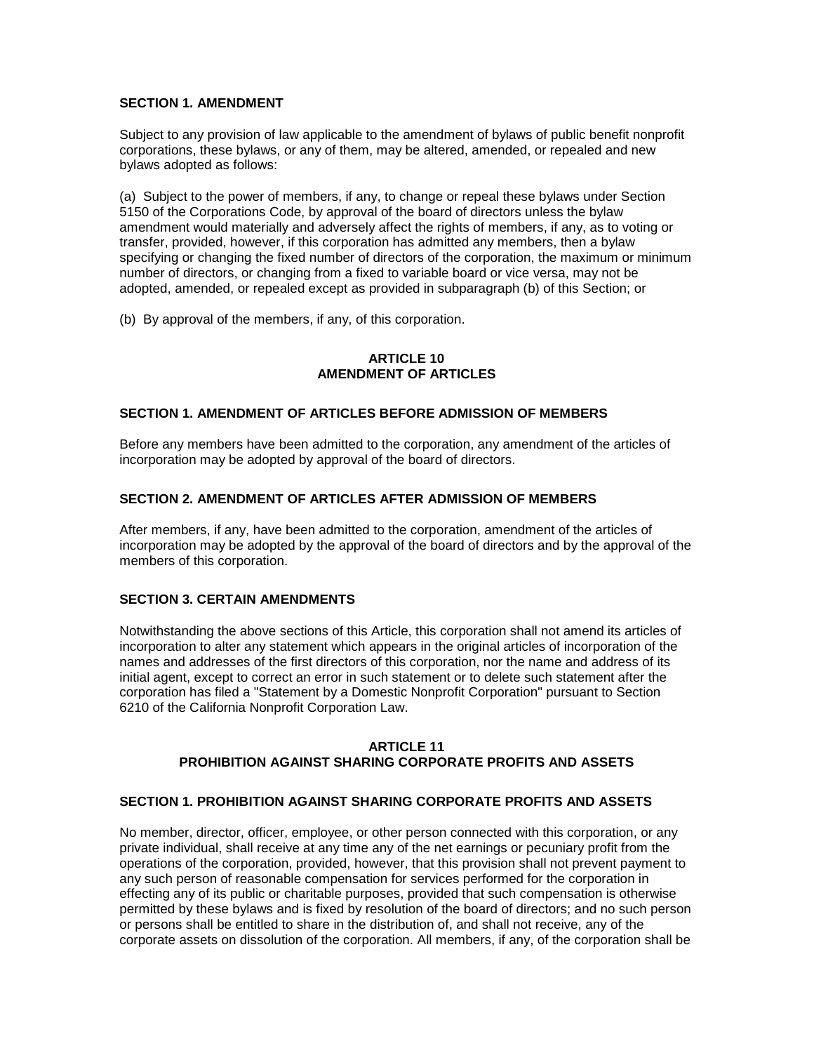### SECTION 1. AMENDMENT

Subject to any provision of law applicable to the amendment of bylaws of public benefit nonprofit corporations, these bylaws, or any of them, may be altered, amended, or repealed and new bylaws adopted as follows:

(a) Subject to the power of members, if any, to change or repeal these bylaws under Section 5150 of the Corporations Code, by approval of the board of directors unless the bylaw amendment would materially and adversely affect the rights of members, if any, as to voting or transfer, provided, however, if this corporation has admitted any members, then a bylaw specifying or changing the fixed number of directors of the corporation, the maximum or minimum number of directors, or changing from a fixed to variable board or vice versa, may not be adopted, amended, or repealed except as provided in subparagraph (b) of this Section; or

(b) By approval of the members, if any, of this corporation.

## ARTICLE 10
## AMENDMENT OF ARTICLES

### SECTION 1. AMENDMENT OF ARTICLES BEFORE ADMISSION OF MEMBERS

Before any members have been admitted to the corporation, any amendment of the articles of incorporation may be adopted by approval of the board of directors.

### SECTION 2. AMENDMENT OF ARTICLES AFTER ADMISSION OF MEMBERS

After members, if any, have been admitted to the corporation, amendment of the articles of incorporation may be adopted by the approval of the board of directors and by the approval of the members of this corporation.

### SECTION 3. CERTAIN AMENDMENTS

Notwithstanding the above sections of this Article, this corporation shall not amend its articles of incorporation to alter any statement which appears in the original articles of incorporation of the names and addresses of the first directors of this corporation, nor the name and address of its initial agent, except to correct an error in such statement or to delete such statement after the corporation has filed a "Statement by a Domestic Nonprofit Corporation" pursuant to Section 6210 of the California Nonprofit Corporation Law.

## ARTICLE 11
## PROHIBITION AGAINST SHARING CORPORATE PROFITS AND ASSETS

### SECTION 1. PROHIBITION AGAINST SHARING CORPORATE PROFITS AND ASSETS

No member, director, officer, employee, or other person connected with this corporation, or any private individual, shall receive at any time any of the net earnings or pecuniary profit from the operations of the corporation, provided, however, that this provision shall not prevent payment to any such person of reasonable compensation for services performed for the corporation in effecting any of its public or charitable purposes, provided that such compensation is otherwise permitted by these bylaws and is fixed by resolution of the board of directors; and no such person or persons shall be entitled to share in the distribution of, and shall not receive, any of the corporate assets on dissolution of the corporation. All members, if any, of the corporation shall be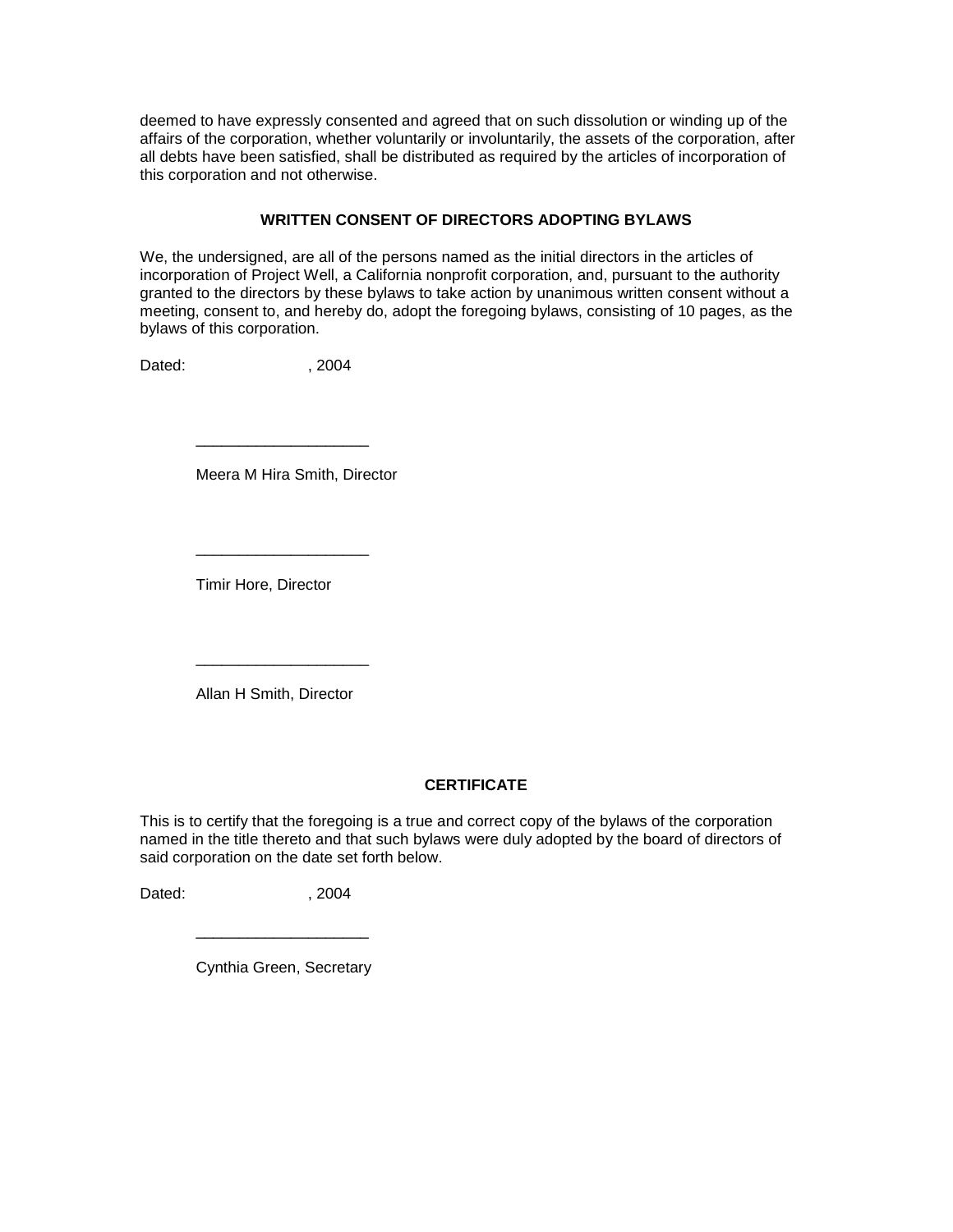deemed to have expressly consented and agreed that on such dissolution or winding up of the affairs of the corporation, whether voluntarily or involuntarily, the assets of the corporation, after all debts have been satisfied, shall be distributed as required by the articles of incorporation of this corporation and not otherwise.

**WRITTEN CONSENT OF DIRECTORS ADOPTING BYLAWS**

We, the undersigned, are all of the persons named as the initial directors in the articles of incorporation of Project Well, a California nonprofit corporation, and, pursuant to the authority granted to the directors by these bylaws to take action by unanimous written consent without a meeting, consent to, and hereby do, adopt the foregoing bylaws, consisting of 10 pages, as the bylaws of this corporation.

Dated: , 2004

\_\_\_\_\_\_\_\_\_\_\_\_\_\_\_\_\_\_\_\_

Meera M Hira Smith, Director

\_\_\_\_\_\_\_\_\_\_\_\_\_\_\_\_\_\_\_\_

Timir Hore, Director

\_\_\_\_\_\_\_\_\_\_\_\_\_\_\_\_\_\_\_\_

Allan H Smith, Director

**CERTIFICATE**

This is to certify that the foregoing is a true and correct copy of the bylaws of the corporation named in the title thereto and that such bylaws were duly adopted by the board of directors of said corporation on the date set forth below.

Dated: , 2004

\_\_\_\_\_\_\_\_\_\_\_\_\_\_\_\_\_\_\_\_

Cynthia Green, Secretary